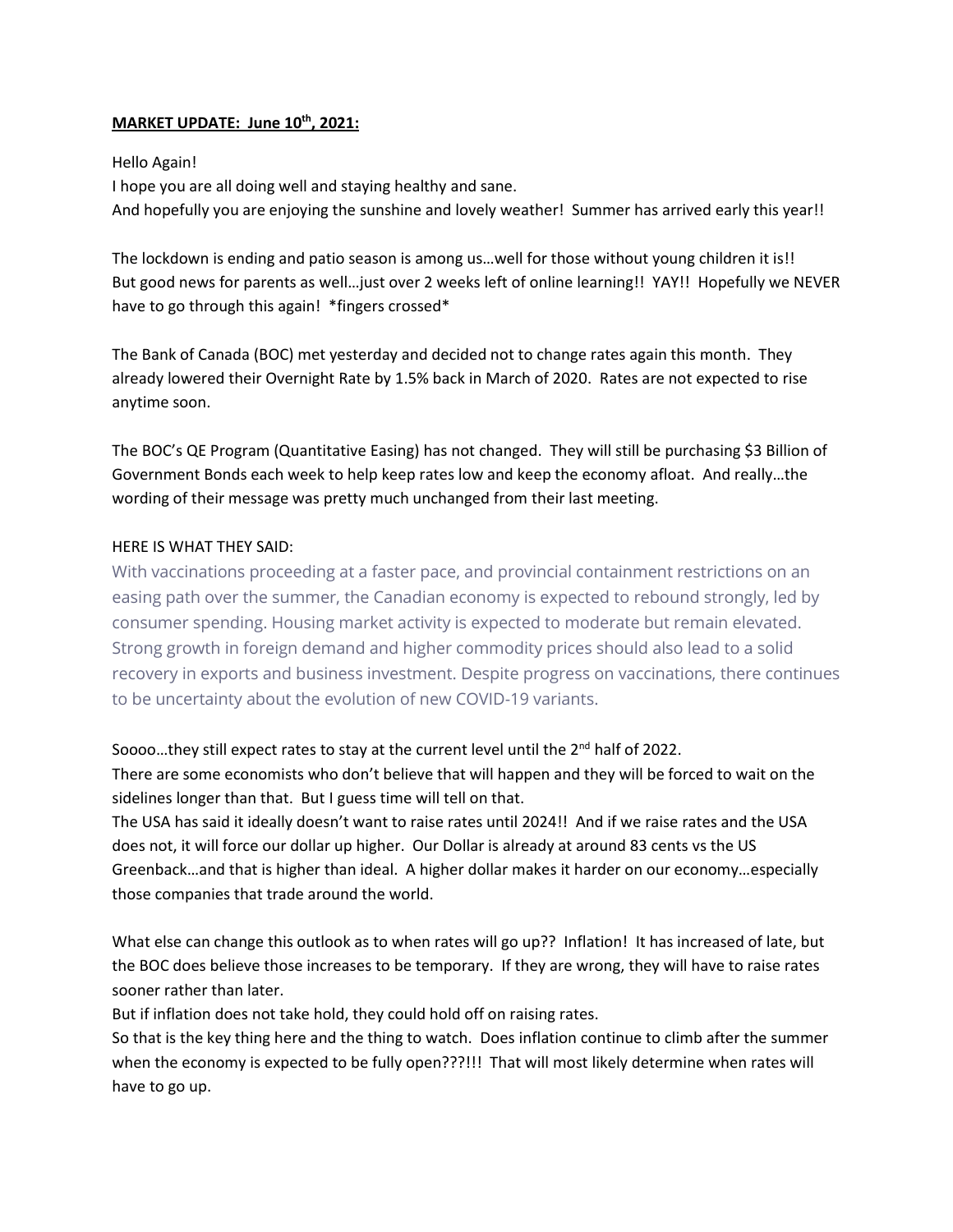**<u>MARKET UPDATE: June 10th, 2021:</u>**

Hello Again!
I hope you are all doing well and staying healthy and sane.
And hopefully you are enjoying the sunshine and lovely weather! Summer has arrived early this year!!

The lockdown is ending and patio season is among us…well for those without young children it is!!
But good news for parents as well…just over 2 weeks left of online learning!! YAY!! Hopefully we NEVER have to go through this again! *fingers crossed*

The Bank of Canada (BOC) met yesterday and decided not to change rates again this month. They already lowered their Overnight Rate by 1.5% back in March of 2020. Rates are not expected to rise anytime soon.

The BOC's QE Program (Quantitative Easing) has not changed. They will still be purchasing $3 Billion of Government Bonds each week to help keep rates low and keep the economy afloat. And really…the wording of their message was pretty much unchanged from their last meeting.

HERE IS WHAT THEY SAID:

With vaccinations proceeding at a faster pace, and provincial containment restrictions on an easing path over the summer, the Canadian economy is expected to rebound strongly, led by consumer spending. Housing market activity is expected to moderate but remain elevated. Strong growth in foreign demand and higher commodity prices should also lead to a solid recovery in exports and business investment. Despite progress on vaccinations, there continues to be uncertainty about the evolution of new COVID-19 variants.

Soooo…they still expect rates to stay at the current level until the 2nd half of 2022.
There are some economists who don't believe that will happen and they will be forced to wait on the sidelines longer than that. But I guess time will tell on that.
The USA has said it ideally doesn't want to raise rates until 2024!! And if we raise rates and the USA does not, it will force our dollar up higher. Our Dollar is already at around 83 cents vs the US Greenback…and that is higher than ideal. A higher dollar makes it harder on our economy…especially those companies that trade around the world.

What else can change this outlook as to when rates will go up?? Inflation! It has increased of late, but the BOC does believe those increases to be temporary. If they are wrong, they will have to raise rates sooner rather than later.
But if inflation does not take hold, they could hold off on raising rates.
So that is the key thing here and the thing to watch. Does inflation continue to climb after the summer when the economy is expected to be fully open???!!! That will most likely determine when rates will have to go up.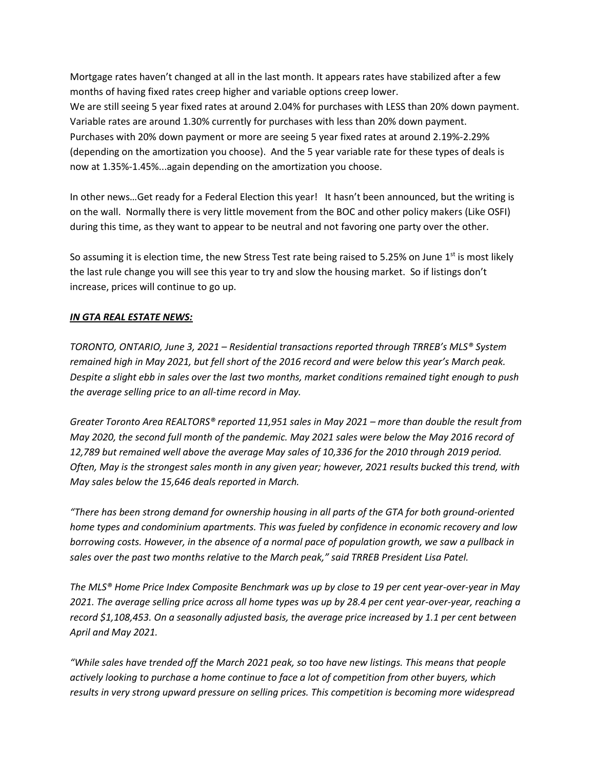Mortgage rates haven't changed at all in the last month. It appears rates have stabilized after a few months of having fixed rates creep higher and variable options creep lower.
We are still seeing 5 year fixed rates at around 2.04% for purchases with LESS than 20% down payment. Variable rates are around 1.30% currently for purchases with less than 20% down payment. Purchases with 20% down payment or more are seeing 5 year fixed rates at around 2.19%-2.29% (depending on the amortization you choose). And the 5 year variable rate for these types of deals is now at 1.35%-1.45%...again depending on the amortization you choose.

In other news…Get ready for a Federal Election this year! It hasn't been announced, but the writing is on the wall. Normally there is very little movement from the BOC and other policy makers (Like OSFI) during this time, as they want to appear to be neutral and not favoring one party over the other.

So assuming it is election time, the new Stress Test rate being raised to 5.25% on June 1st is most likely the last rule change you will see this year to try and slow the housing market. So if listings don't increase, prices will continue to go up.

***IN GTA REAL ESTATE NEWS:***

*TORONTO, ONTARIO, June 3, 2021 – Residential transactions reported through TRREB's MLS® System remained high in May 2021, but fell short of the 2016 record and were below this year's March peak. Despite a slight ebb in sales over the last two months, market conditions remained tight enough to push the average selling price to an all-time record in May.*

*Greater Toronto Area REALTORS® reported 11,951 sales in May 2021 – more than double the result from May 2020, the second full month of the pandemic. May 2021 sales were below the May 2016 record of 12,789 but remained well above the average May sales of 10,336 for the 2010 through 2019 period. Often, May is the strongest sales month in any given year; however, 2021 results bucked this trend, with May sales below the 15,646 deals reported in March.*

*"There has been strong demand for ownership housing in all parts of the GTA for both ground-oriented home types and condominium apartments. This was fueled by confidence in economic recovery and low borrowing costs. However, in the absence of a normal pace of population growth, we saw a pullback in sales over the past two months relative to the March peak," said TRREB President Lisa Patel.*

*The MLS® Home Price Index Composite Benchmark was up by close to 19 per cent year-over-year in May 2021. The average selling price across all home types was up by 28.4 per cent year-over-year, reaching a record $1,108,453. On a seasonally adjusted basis, the average price increased by 1.1 per cent between April and May 2021.*

*"While sales have trended off the March 2021 peak, so too have new listings. This means that people actively looking to purchase a home continue to face a lot of competition from other buyers, which results in very strong upward pressure on selling prices. This competition is becoming more widespread*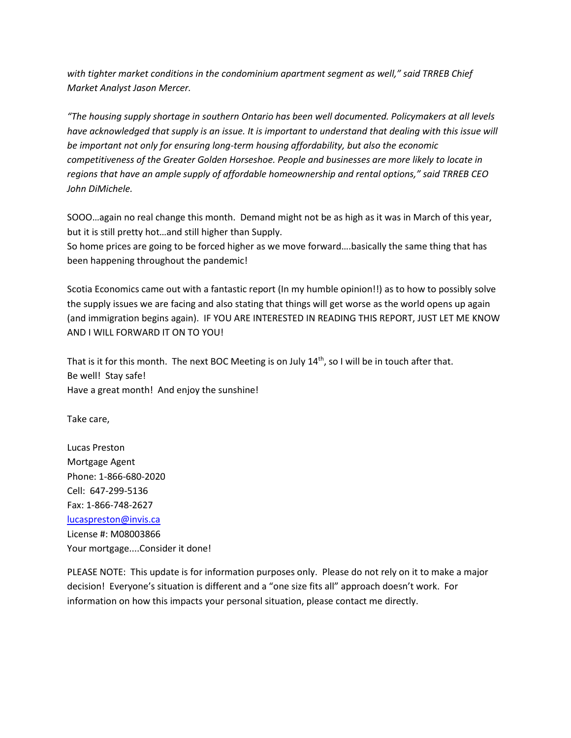*with tighter market conditions in the condominium apartment segment as well," said TRREB Chief Market Analyst Jason Mercer.*

*"The housing supply shortage in southern Ontario has been well documented. Policymakers at all levels have acknowledged that supply is an issue. It is important to understand that dealing with this issue will be important not only for ensuring long-term housing affordability, but also the economic competitiveness of the Greater Golden Horseshoe. People and businesses are more likely to locate in regions that have an ample supply of affordable homeownership and rental options," said TRREB CEO John DiMichele.*

SOOO…again no real change this month. Demand might not be as high as it was in March of this year, but it is still pretty hot…and still higher than Supply.
So home prices are going to be forced higher as we move forward….basically the same thing that has been happening throughout the pandemic!

Scotia Economics came out with a fantastic report (In my humble opinion!!) as to how to possibly solve the supply issues we are facing and also stating that things will get worse as the world opens up again (and immigration begins again). IF YOU ARE INTERESTED IN READING THIS REPORT, JUST LET ME KNOW AND I WILL FORWARD IT ON TO YOU!

That is it for this month. The next BOC Meeting is on July 14th, so I will be in touch after that.
Be well! Stay safe!
Have a great month! And enjoy the sunshine!

Take care,

Lucas Preston
Mortgage Agent
Phone: 1-866-680-2020
Cell: 647-299-5136
Fax: 1-866-748-2627
lucaspreston@invis.ca
License #: M08003866
Your mortgage....Consider it done!

PLEASE NOTE: This update is for information purposes only. Please do not rely on it to make a major decision! Everyone's situation is different and a "one size fits all" approach doesn't work. For information on how this impacts your personal situation, please contact me directly.